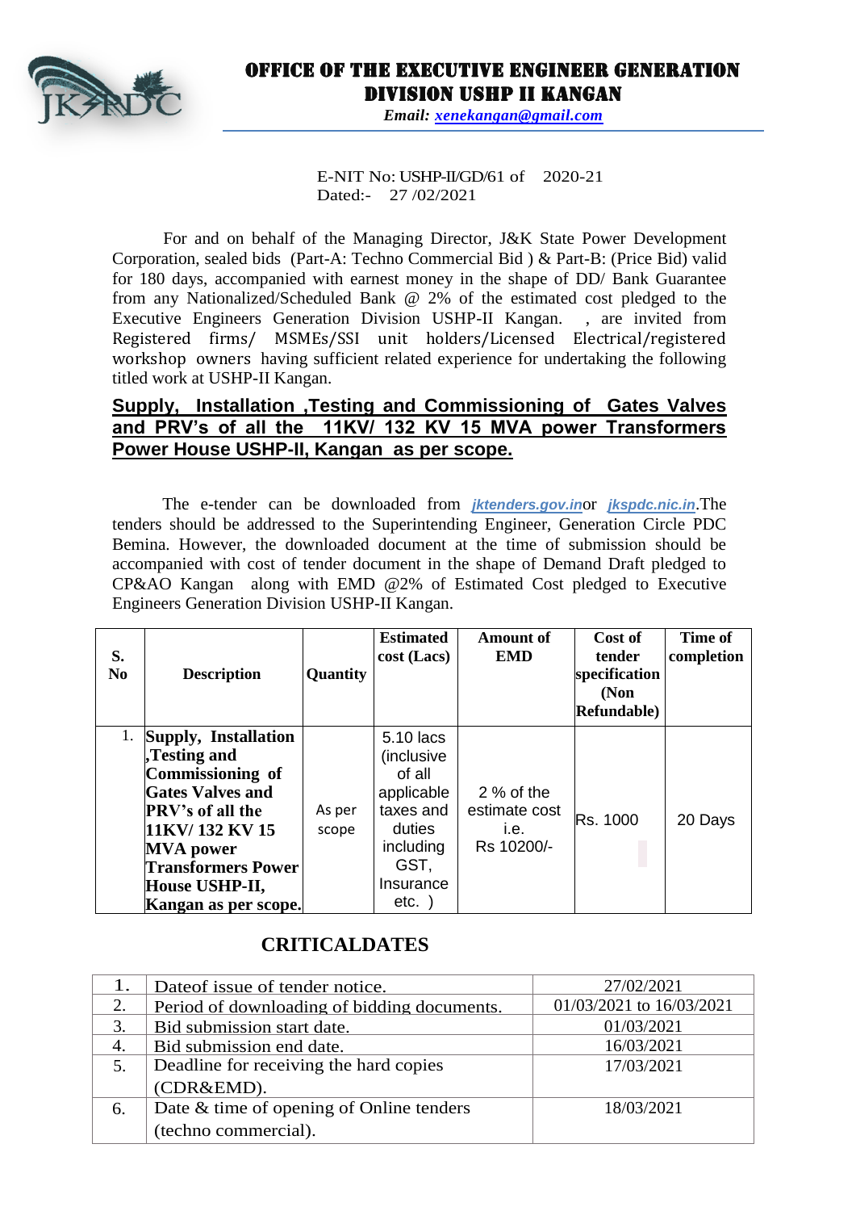# OFFICE OF THE EXECUTIVE ENGINEER GENERATION DIVISION USHP II KANGAN

*Email: xenekangan@gmail.com*

E-NIT No: USHP-II/GD/61 of 2020-21
Dated:- 27 /02/2021

For and on behalf of the Managing Director, J&K State Power Development Corporation, sealed bids (Part-A: Techno Commercial Bid ) & Part-B: (Price Bid) valid for 180 days, accompanied with earnest money in the shape of DD/ Bank Guarantee from any Nationalized/Scheduled Bank @ 2% of the estimated cost pledged to the Executive Engineers Generation Division USHP-II Kangan. , are invited from Registered firms/ MSMEs/SSI unit holders/Licensed Electrical/registered workshop owners having sufficient related experience for undertaking the following titled work at USHP-II Kangan.

**Supply, Installation ,Testing and Commissioning of Gates Valves and PRV's of all the 11KV/ 132 KV 15 MVA power Transformers Power House USHP-II, Kangan as per scope.**

The e-tender can be downloaded from *jktenders.gov.in*or *jkspdc.nic.in*.The tenders should be addressed to the Superintending Engineer, Generation Circle PDC Bemina. However, the downloaded document at the time of submission should be accompanied with cost of tender document in the shape of Demand Draft pledged to CP&AO Kangan along with EMD @2% of Estimated Cost pledged to Executive Engineers Generation Division USHP-II Kangan.

| S. No | Description | Quantity | Estimated cost (Lacs) | Amount of EMD | Cost of tender specification (Non Refundable) | Time of completion |
|---|---|---|---|---|---|---|
| 1. | **Supply, Installation ,Testing and Commissioning of Gates Valves and PRV's of all the 11KV/ 132 KV 15 MVA power Transformers Power House USHP-II, Kangan as per scope.** | As per scope | 5.10 lacs (inclusive of all applicable taxes and duties including GST, Insurance etc. ) | 2 % of the estimate cost i.e. Rs 10200/- | Rs. 1000 | 20 Days |

## CRITICALDATES

| | | |
|---|---|---|
| 1. | Dateof issue of tender notice. | 27/02/2021 |
| 2. | Period of downloading of bidding documents. | 01/03/2021 to 16/03/2021 |
| 3. | Bid submission start date. | 01/03/2021 |
| 4. | Bid submission end date. | 16/03/2021 |
| 5. | Deadline for receiving the hard copies (CDR&EMD). | 17/03/2021 |
| 6. | Date & time of opening of Online tenders (techno commercial). | 18/03/2021 |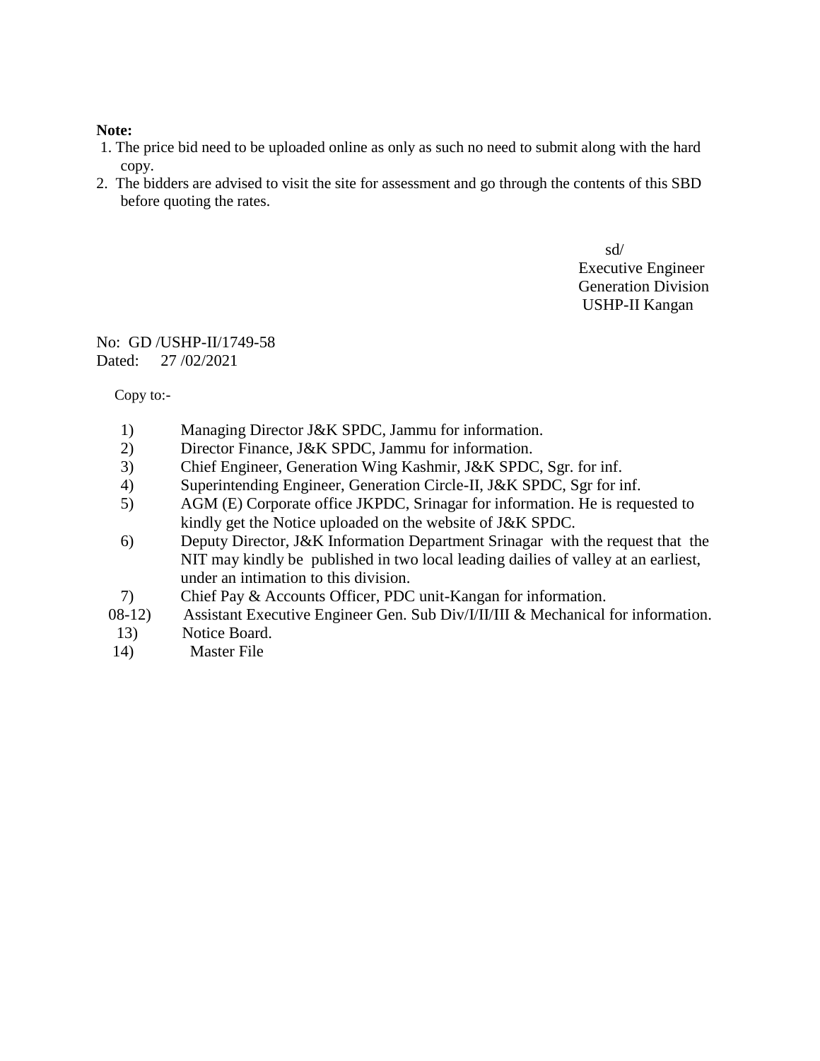**Note:**

1. The price bid need to be uploaded online as only as such no need to submit along with the hard copy.
2. The bidders are advised to visit the site for assessment and go through the contents of this SBD before quoting the rates.

sd/
Executive Engineer
Generation Division
USHP-II Kangan

No: GD /USHP-II/1749-58
Dated: 27 /02/2021

Copy to:-

1) Managing Director J&K SPDC, Jammu for information.
2) Director Finance, J&K SPDC, Jammu for information.
3) Chief Engineer, Generation Wing Kashmir, J&K SPDC, Sgr. for inf.
4) Superintending Engineer, Generation Circle-II, J&K SPDC, Sgr for inf.
5) AGM (E) Corporate office JKPDC, Srinagar for information. He is requested to kindly get the Notice uploaded on the website of J&K SPDC.
6) Deputy Director, J&K Information Department Srinagar with the request that the NIT may kindly be published in two local leading dailies of valley at an earliest, under an intimation to this division.
7) Chief Pay & Accounts Officer, PDC unit-Kangan for information.

08-12) Assistant Executive Engineer Gen. Sub Div/I/II/III & Mechanical for information.

13) Notice Board.

14) Master File